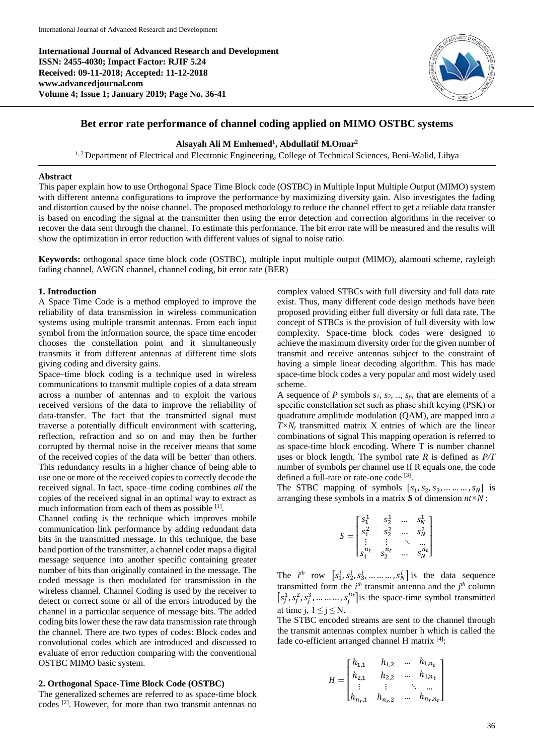International Journal of Advanced Research and Development
ISSN: 2455-4030; Impact Factor: RJIF 5.24
Received: 09-11-2018; Accepted: 11-12-2018
www.advancedjournal.com
Volume 4; Issue 1; January 2019; Page No. 36-41

# Bet error rate performance of channel coding applied on MIMO OSTBC systems

**Alsayah Ali M Emhemed[1], Abdullatif M.Omar[2]**

[1, 2] Department of Electrical and Electronic Engineering, College of Technical Sciences, Beni-Walid, Libya

**Abstract**

This paper explain how to use Orthogonal Space Time Block code (OSTBC) in Multiple Input Multiple Output (MIMO) system with different antenna configurations to improve the performance by maximizing diversity gain. Also investigates the fading and distortion caused by the noise channel. The proposed methodology to reduce the channel effect to get a reliable data transfer is based on encoding the signal at the transmitter then using the error detection and correction algorithms in the receiver to recover the data sent through the channel. To estimate this performance. The bit error rate will be measured and the results will show the optimization in error reduction with different values of signal to noise ratio.

**Keywords:** orthogonal space time block code (OSTBC), multiple input multiple output (MIMO), alamouti scheme, rayleigh fading channel, AWGN channel, channel coding, bit error rate (BER)

## 1. Introduction

A Space Time Code is a method employed to improve the reliability of data transmission in wireless communication systems using multiple transmit antennas. From each input symbol from the information source, the space time encoder chooses the constellation point and it simultaneously transmits it from different antennas at different time slots giving coding and diversity gains.

Space–time block coding is a technique used in wireless communications to transmit multiple copies of a data stream across a number of antennas and to exploit the various received versions of the data to improve the reliability of data-transfer. The fact that the transmitted signal must traverse a potentially difficult environment with scattering, reflection, refraction and so on and may then be further corrupted by thermal noise in the receiver means that some of the received copies of the data will be 'better' than others. This redundancy results in a higher chance of being able to use one or more of the received copies to correctly decode the received signal. In fact, space–time coding combines *all* the copies of the received signal in an optimal way to extract as much information from each of them as possible [1].

Channel coding is the technique which improves mobile communication link performance by adding redundant data bits in the transmitted message. In this technique, the base band portion of the transmitter, a channel coder maps a digital message sequence into another specific containing greater number of bits than originally contained in the message. The coded message is then modulated for transmission in the wireless channel. Channel Coding is used by the receiver to detect or correct some or all of the errors introduced by the channel in a particular sequence of message bits. The added coding bits lower these the raw data transmission rate through the channel. There are two types of codes: Block codes and convolutional codes which are introduced and discussed to evaluate of error reduction comparing with the conventional OSTBC MIMO basic system.

## 2. Orthogonal Space-Time Block Code (OSTBC)

The generalized schemes are referred to as space-time block codes [2]. However, for more than two transmit antennas no complex valued STBCs with full diversity and full data rate exist. Thus, many different code design methods have been proposed providing either full diversity or full data rate. The concept of STBCs is the provision of full diversity with low complexity. Space-time block codes were designed to achieve the maximum diversity order for the given number of transmit and receive antennas subject to the constraint of having a simple linear decoding algorithm. This has made space-time block codes a very popular and most widely used scheme.

A sequence of *P* symbols $s_1, s_2, .., s_p$, that are elements of a specific constellation set such as phase shift keying (PSK) or quadrature amplitude modulation (QAM), are mapped into a $T\times N_t$ transmitted matrix X entries of which are the linear combinations of signal This mapping operation is referred to as space-time block encoding. Where T is number channel uses or block length. The symbol rate *R* is defined as *P/T* number of symbols per channel use If R equals one, the code defined a full-rate or rate-one code [3].

The STBC mapping of symbols $[s_1, s_2, s_3, \dots \dots, s_N]$ is arranging these symbols in a matrix $\boldsymbol{S}$ of dimension $nt\times N$ :

$$S = \begin{bmatrix} s_1^1 & s_2^1 & \dots & s_N^1 \\ s_1^2 & s_2^2 & \dots & s_N^2 \\ \vdots & \vdots & \ddots & \dots \\ s_1^{n_t} & s_2^{n_t} & \dots & s_N^{n_t} \end{bmatrix}$$

The $i^{th}$ row $[s_1^i, s_2^i, s_3^i, \dots \dots, s_N^i]$ is the data sequence transmitted form the $i^{th}$ transmit antenna and the $j^{th}$ column $[s_j^1, s_j^2, s_j^3, \dots \dots, s_j^{n_t}]$ is the space-time symbol transmitted at time j, $1 \leq j \leq N$.

The STBC encoded streams are sent to the channel through the transmit antennas complex number h which is called the fade co-efficient arranged channel H matrix [4]:

$$H = \begin{bmatrix} h_{1,1} & h_{1,2} & \dots & h_{1,n_t} \\ h_{2,1} & h_{2,2} & \dots & h_{1,n_t} \\ \vdots & \vdots & \ddots & \dots \\ h_{n_r,1} & h_{n_r,2} & \dots & h_{n_r,n_t} \end{bmatrix}$$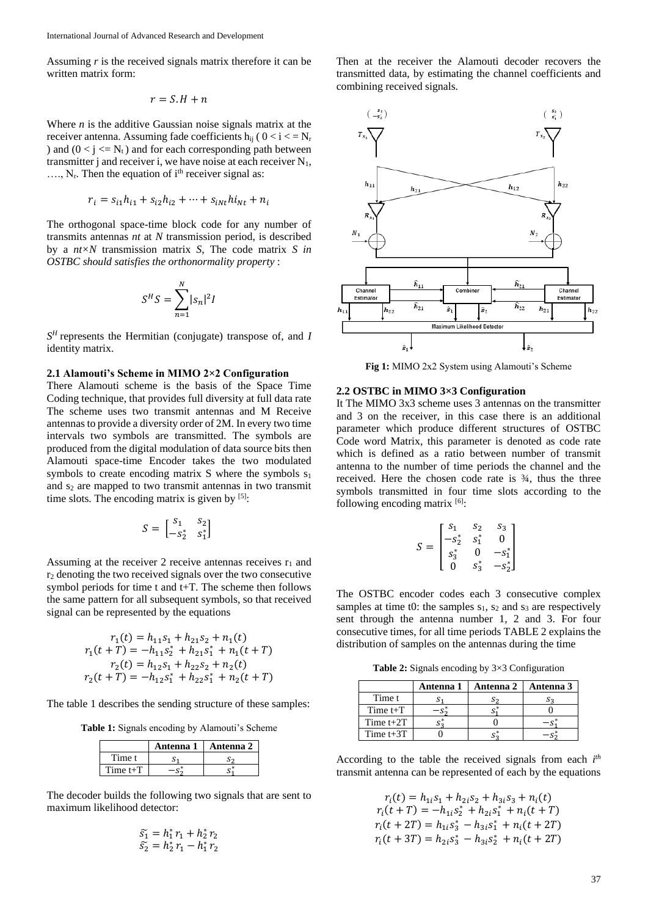Assuming *r* is the received signals matrix therefore it can be written matrix form:

$$r = S.H + n$$

Where *n* is the additive Gaussian noise signals matrix at the receiver antenna. Assuming fade coefficients $h_{ij}$ ( $0 < i <= N_r$ ) and ($0 < j <= N_t$ ) and for each corresponding path between transmitter j and receiver i, we have noise at each receiver $N_1$, …., $N_r$. Then the equation of $i^{th}$ receiver signal as:

$$r_i = s_{i1}h_{i1} + s_{i2}h_{i2} + \cdots + s_{iNt}hi_{Nt} + n_i$$

The orthogonal space-time block code for any number of transmits antennas *nt* at *N* transmission period, is described by a *nt×N* transmission matrix *S*, The code matrix *S in OSTBC should satisfies the orthonormality property* :

$$S^H S = \sum_{n=1}^{N} |s_n|^2 I$$

$S^H$ represents the Hermitian (conjugate) transpose of, and *I* identity matrix.

### 2.1 Alamouti's Scheme in MIMO 2×2 Configuration

There Alamouti scheme is the basis of the Space Time Coding technique, that provides full diversity at full data rate The scheme uses two transmit antennas and M Receive antennas to provide a diversity order of 2M. In every two time intervals two symbols are transmitted. The symbols are produced from the digital modulation of data source bits then Alamouti space-time Encoder takes the two modulated symbols to create encoding matrix S where the symbols $s_1$ and $s_2$ are mapped to two transmit antennas in two transmit time slots. The encoding matrix is given by [5]:

$$S = \begin{bmatrix} s_1 & s_2 \\ -s_2^* & s_1^* \end{bmatrix}$$

Assuming at the receiver 2 receive antennas receives $r_1$ and $r_2$ denoting the two received signals over the two consecutive symbol periods for time t and t+T. The scheme then follows the same pattern for all subsequent symbols, so that received signal can be represented by the equations

$$\begin{gathered} r_1(t) = h_{11}s_1 + h_{21}s_2 + n_1(t) \\ r_1(t+T) = -h_{11}s_2^* + h_{21}s_1^* + n_1(t+T) \\ r_2(t) = h_{12}s_1 + h_{22}s_2 + n_2(t) \\ r_2(t+T) = -h_{12}s_1^* + h_{22}s_1^* + n_2(t+T) \end{gathered}$$

The table 1 describes the sending structure of these samples:

**Table 1:** Signals encoding by Alamouti's Scheme

| | Antenna 1 | Antenna 2 |
|---|---|---|
| Time t | $s_1$ | $s_2$ |
| Time t+T | $-s_2^*$ | $s_1^*$ |

The decoder builds the following two signals that are sent to maximum likelihood detector:

$$\begin{gathered} \tilde{s_1} = h_1^* r_1 + h_2^* r_2 \\ \tilde{s_2} = h_2^* r_1 - h_1^* r_2 \end{gathered}$$

Then at the receiver the Alamouti decoder recovers the transmitted data, by estimating the channel coefficients and combining received signals.

**Fig 1:** MIMO 2x2 System using Alamouti's Scheme

### 2.2 OSTBC in MIMO 3×3 Configuration

It The MIMO 3x3 scheme uses 3 antennas on the transmitter and 3 on the receiver, in this case there is an additional parameter which produce different structures of OSTBC Code word Matrix, this parameter is denoted as code rate which is defined as a ratio between number of transmit antenna to the number of time periods the channel and the received. Here the chosen code rate is ¾, thus the three symbols transmitted in four time slots according to the following encoding matrix [6]:

$$S = \begin{bmatrix} s_1 & s_2 & s_3 \\ -s_2^* & s_1^* & 0 \\ s_3^* & 0 & -s_1^* \\ 0 & s_3^* & -s_2^* \end{bmatrix}$$

The OSTBC encoder codes each 3 consecutive complex samples at time t0: the samples $s_1$, $s_2$ and $s_3$ are respectively sent through the antenna number 1, 2 and 3. For four consecutive times, for all time periods TABLE 2 explains the distribution of samples on the antennas during the time

**Table 2:** Signals encoding by 3×3 Configuration

| | Antenna 1 | Antenna 2 | Antenna 3 |
|---|---|---|---|
| Time t | $s_1$ | $s_2$ | $s_3$ |
| Time t+T | $-s_2^*$ | $s_1^*$ | 0 |
| Time t+2T | $s_3^*$ | 0 | $-s_1^*$ |
| Time t+3T | 0 | $s_3^*$ | $-s_2^*$ |

According to the table the received signals from each $i^{th}$ transmit antenna can be represented of each by the equations

$$\begin{gathered} r_i(t) = h_{1i}s_1 + h_{2i}s_2 + h_{3i}s_3 + n_i(t) \\ r_i(t+T) = -h_{1i}s_2^* + h_{2i}s_1^* + n_i(t+T) \\ r_i(t+2T) = h_{1i}s_3^* - h_{3i}s_1^* + n_i(t+2T) \\ r_i(t+3T) = h_{2i}s_3^* - h_{3i}s_2^* + n_i(t+2T) \end{gathered}$$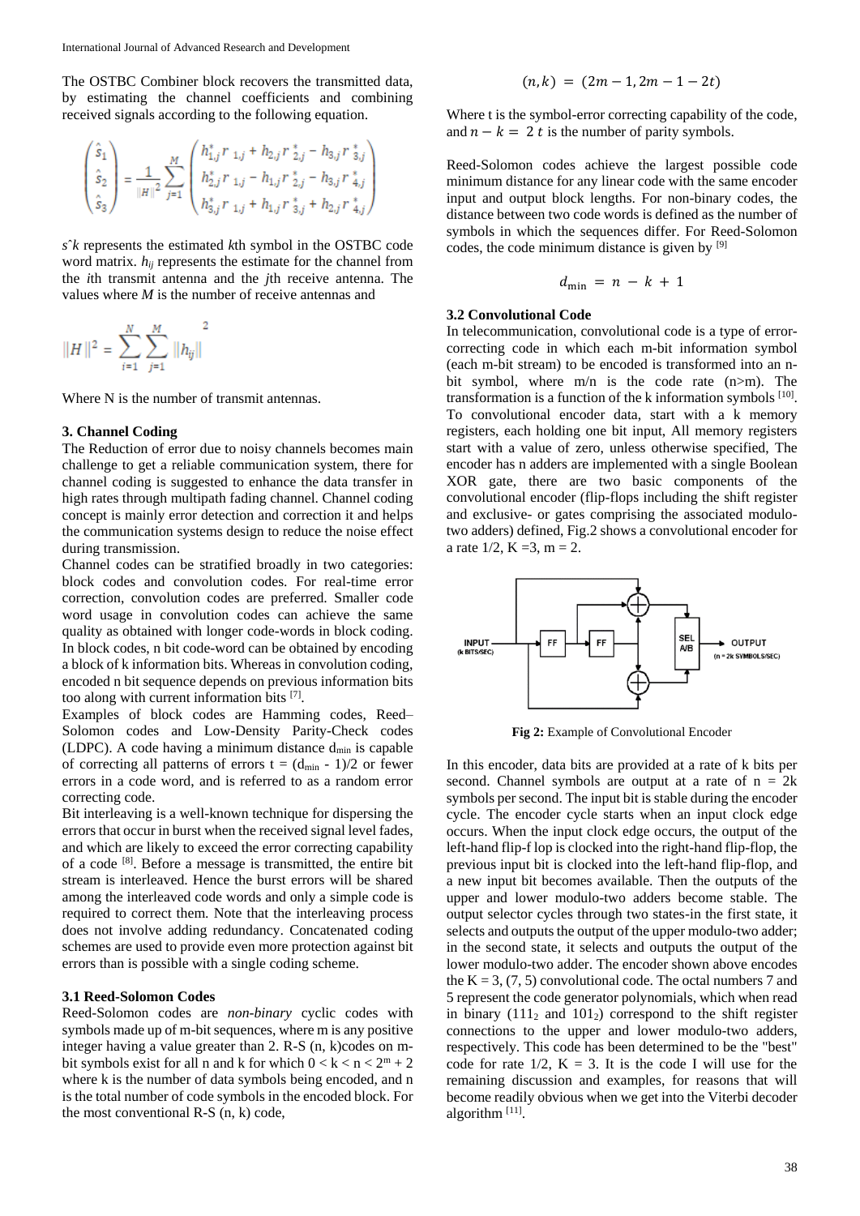The OSTBC Combiner block recovers the transmitted data, by estimating the channel coefficients and combining received signals according to the following equation.

$$\begin{pmatrix} \hat{s}_1 \\ \hat{s}_2 \\ \hat{s}_3 \end{pmatrix} = \frac{1}{\|H\|^2} \sum_{j=1}^{M} \begin{pmatrix} h_{1,j}^* r_{1,j} + h_{2,j} r_{2,j}^* - h_{3,j} r_{3,j}^* \\ h_{2,j}^* r_{1,j} - h_{1,j} r_{2,j}^* - h_{3,j} r_{4,j}^* \\ h_{3,j}^* r_{1,j} + h_{1,j} r_{3,j}^* + h_{2,j} r_{4,j}^* \end{pmatrix}$$

$\hat{s}k$ represents the estimated *k*th symbol in the OSTBC code word matrix. $h_{ij}$ represents the estimate for the channel from the *i*th transmit antenna and the *j*th receive antenna. The values where *M* is the number of receive antennas and

$$\|H\|^2 = \sum_{i=1}^{N} \sum_{j=1}^{M} \|h_{ij}\|^2$$

Where N is the number of transmit antennas.

### 3. Channel Coding

The Reduction of error due to noisy channels becomes main challenge to get a reliable communication system, there for channel coding is suggested to enhance the data transfer in high rates through multipath fading channel. Channel coding concept is mainly error detection and correction it and helps the communication systems design to reduce the noise effect during transmission.

Channel codes can be stratified broadly in two categories: block codes and convolution codes. For real-time error correction, convolution codes are preferred. Smaller code word usage in convolution codes can achieve the same quality as obtained with longer code-words in block coding. In block codes, n bit code-word can be obtained by encoding a block of k information bits. Whereas in convolution coding, encoded n bit sequence depends on previous information bits too along with current information bits [7].

Examples of block codes are Hamming codes, Reed–Solomon codes and Low-Density Parity-Check codes (LDPC). A code having a minimum distance $d_{min}$ is capable of correcting all patterns of errors $t = (d_{min} - 1)/2$ or fewer errors in a code word, and is referred to as a random error correcting code.

Bit interleaving is a well-known technique for dispersing the errors that occur in burst when the received signal level fades, and which are likely to exceed the error correcting capability of a code [8]. Before a message is transmitted, the entire bit stream is interleaved. Hence the burst errors will be shared among the interleaved code words and only a simple code is required to correct them. Note that the interleaving process does not involve adding redundancy. Concatenated coding schemes are used to provide even more protection against bit errors than is possible with a single coding scheme.

### 3.1 Reed-Solomon Codes

Reed-Solomon codes are *non-binary* cyclic codes with symbols made up of m-bit sequences, where m is any positive integer having a value greater than 2. R-S (n, k)codes on m-bit symbols exist for all n and k for which $0 < k < n < 2^m + 2$ where k is the number of data symbols being encoded, and n is the total number of code symbols in the encoded block. For the most conventional R-S (n, k) code,

$$(n, k) = (2m - 1, 2m - 1 - 2t)$$

Where t is the symbol-error correcting capability of the code, and $n - k = 2t$ is the number of parity symbols.

Reed-Solomon codes achieve the largest possible code minimum distance for any linear code with the same encoder input and output block lengths. For non-binary codes, the distance between two code words is defined as the number of symbols in which the sequences differ. For Reed-Solomon codes, the code minimum distance is given by [9]

$$d_{\min} = n - k + 1$$

### 3.2 Convolutional Code

In telecommunication, convolutional code is a type of error-correcting code in which each m-bit information symbol (each m-bit stream) to be encoded is transformed into an n-bit symbol, where m/n is the code rate (n>m). The transformation is a function of the k information symbols [10]. To convolutional encoder data, start with a k memory registers, each holding one bit input, All memory registers start with a value of zero, unless otherwise specified, The encoder has n adders are implemented with a single Boolean XOR gate, there are two basic components of the convolutional encoder (flip-flops including the shift register and exclusive- or gates comprising the associated modulo-two adders) defined, Fig.2 shows a convolutional encoder for a rate 1/2, K =3, m = 2.

**Fig 2:** Example of Convolutional Encoder

In this encoder, data bits are provided at a rate of k bits per second. Channel symbols are output at a rate of n = 2k symbols per second. The input bit is stable during the encoder cycle. The encoder cycle starts when an input clock edge occurs. When the input clock edge occurs, the output of the left-hand flip-f lop is clocked into the right-hand flip-flop, the previous input bit is clocked into the left-hand flip-flop, and a new input bit becomes available. Then the outputs of the upper and lower modulo-two adders become stable. The output selector cycles through two states-in the first state, it selects and outputs the output of the upper modulo-two adder; in the second state, it selects and outputs the output of the lower modulo-two adder. The encoder shown above encodes the K = 3, (7, 5) convolutional code. The octal numbers 7 and 5 represent the code generator polynomials, which when read in binary ($111_2$ and $101_2$) correspond to the shift register connections to the upper and lower modulo-two adders, respectively. This code has been determined to be the "best" code for rate 1/2, K = 3. It is the code I will use for the remaining discussion and examples, for reasons that will become readily obvious when we get into the Viterbi decoder algorithm [11].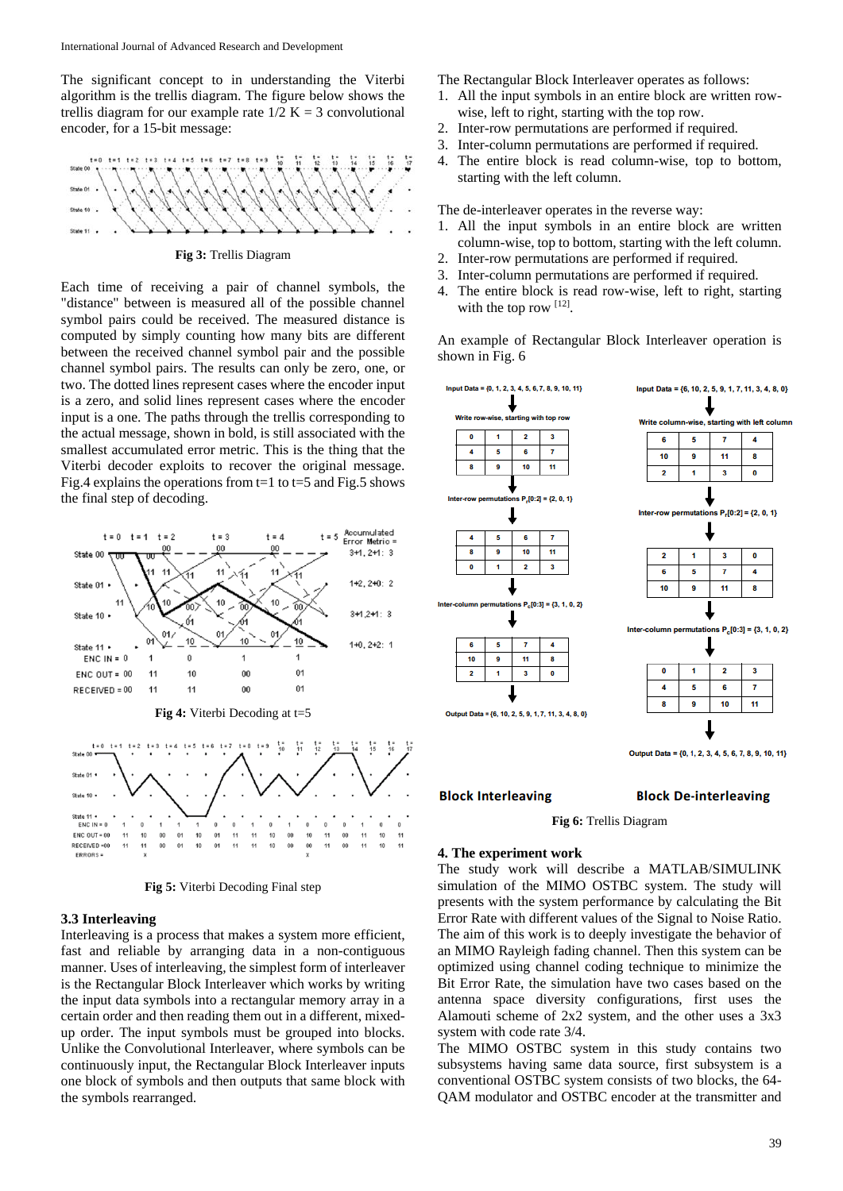The significant concept to in understanding the Viterbi algorithm is the trellis diagram. The figure below shows the trellis diagram for our example rate 1/2 K = 3 convolutional encoder, for a 15-bit message:

**Fig 3:** Trellis Diagram

Each time of receiving a pair of channel symbols, the "distance" between is measured all of the possible channel symbol pairs could be received. The measured distance is computed by simply counting how many bits are different between the received channel symbol pair and the possible channel symbol pairs. The results can only be zero, one, or two. The dotted lines represent cases where the encoder input is a zero, and solid lines represent cases where the encoder input is a one. The paths through the trellis corresponding to the actual message, shown in bold, is still associated with the smallest accumulated error metric. This is the thing that the Viterbi decoder exploits to recover the original message. Fig.4 explains the operations from t=1 to t=5 and Fig.5 shows the final step of decoding.

**Fig 4:** Viterbi Decoding at t=5

**Fig 5:** Viterbi Decoding Final step

### 3.3 Interleaving

Interleaving is a process that makes a system more efficient, fast and reliable by arranging data in a non-contiguous manner. Uses of interleaving, the simplest form of interleaver is the Rectangular Block Interleaver which works by writing the input data symbols into a rectangular memory array in a certain order and then reading them out in a different, mixed-up order. The input symbols must be grouped into blocks. Unlike the Convolutional Interleaver, where symbols can be continuously input, the Rectangular Block Interleaver inputs one block of symbols and then outputs that same block with the symbols rearranged.

The Rectangular Block Interleaver operates as follows:

1. All the input symbols in an entire block are written row-wise, left to right, starting with the top row.
2. Inter-row permutations are performed if required.
3. Inter-column permutations are performed if required.
4. The entire block is read column-wise, top to bottom, starting with the left column.

The de-interleaver operates in the reverse way:

1. All the input symbols in an entire block are written column-wise, top to bottom, starting with the left column.
2. Inter-row permutations are performed if required.
3. Inter-column permutations are performed if required.
4. The entire block is read row-wise, left to right, starting with the top row [12].

An example of Rectangular Block Interleaver operation is shown in Fig. 6

**Fig 6:** Trellis Diagram

### 4. The experiment work

The study work will describe a MATLAB/SIMULINK simulation of the MIMO OSTBC system. The study will presents with the system performance by calculating the Bit Error Rate with different values of the Signal to Noise Ratio. The aim of this work is to deeply investigate the behavior of an MIMO Rayleigh fading channel. Then this system can be optimized using channel coding technique to minimize the Bit Error Rate, the simulation have two cases based on the antenna space diversity configurations, first uses the Alamouti scheme of 2x2 system, and the other uses a 3x3 system with code rate 3/4.

The MIMO OSTBC system in this study contains two subsystems having same data source, first subsystem is a conventional OSTBC system consists of two blocks, the 64-QAM modulator and OSTBC encoder at the transmitter and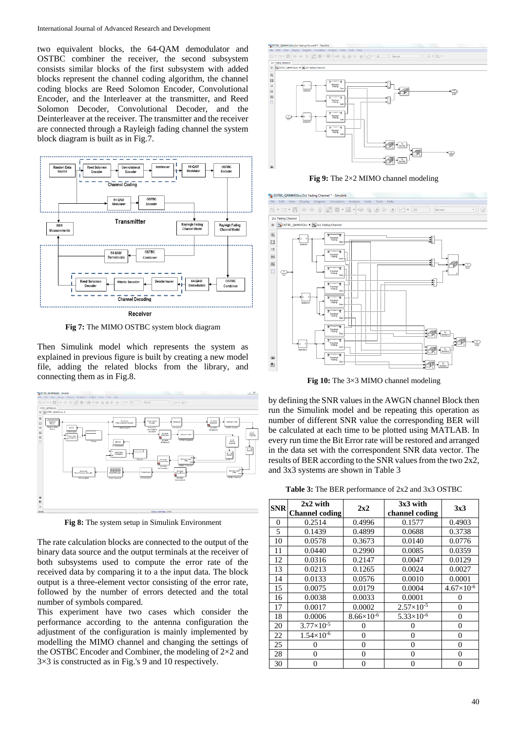two equivalent blocks, the 64-QAM demodulator and OSTBC combiner the receiver, the second subsystem consists similar blocks of the first subsystem with added blocks represent the channel coding algorithm, the channel coding blocks are Reed Solomon Encoder, Convolutional Encoder, and the Interleaver at the transmitter, and Reed Solomon Decoder, Convolutional Decoder, and the Deinterleaver at the receiver. The transmitter and the receiver are connected through a Rayleigh fading channel the system block diagram is built as in Fig.7.

**Fig 7:** The MIMO OSTBC system block diagram

Then Simulink model which represents the system as explained in previous figure is built by creating a new model file, adding the related blocks from the library, and connecting them as in Fig.8.

**Fig 8:** The system setup in Simulink Environment

The rate calculation blocks are connected to the output of the binary data source and the output terminals at the receiver of both subsystems used to compute the error rate of the received data by comparing it to a the input data. The block output is a three-element vector consisting of the error rate, followed by the number of errors detected and the total number of symbols compared.

This experiment have two cases which consider the performance according to the antenna configuration the adjustment of the configuration is mainly implemented by modelling the MIMO channel and changing the settings of the OSTBC Encoder and Combiner, the modeling of 2×2 and 3×3 is constructed as in Fig.'s 9 and 10 respectively.

**Fig 9:** The 2×2 MIMO channel modeling

**Fig 10:** The 3×3 MIMO channel modeling

by defining the SNR values in the AWGN channel Block then run the Simulink model and be repeating this operation as number of different SNR value the corresponding BER will be calculated at each time to be plotted using MATLAB. In every run time the Bit Error rate will be restored and arranged in the data set with the correspondent SNR data vector. The results of BER according to the SNR values from the two 2x2, and 3x3 systems are shown in Table 3

**Table 3:** The BER performance of 2x2 and 3x3 OSTBC

| SNR | 2x2 with Channel coding | 2x2 | 3x3 with channel coding | 3x3 |
|---|---|---|---|---|
| 0 | 0.2514 | 0.4996 | 0.1577 | 0.4903 |
| 5 | 0.1439 | 0.4899 | 0.0688 | 0.3738 |
| 10 | 0.0578 | 0.3673 | 0.0140 | 0.0776 |
| 11 | 0.0440 | 0.2990 | 0.0085 | 0.0359 |
| 12 | 0.0316 | 0.2147 | 0.0047 | 0.0129 |
| 13 | 0.0213 | 0.1265 | 0.0024 | 0.0027 |
| 14 | 0.0133 | 0.0576 | 0.0010 | 0.0001 |
| 15 | 0.0075 | 0.0179 | 0.0004 | $4.67\times10^{-6}$ |
| 16 | 0.0038 | 0.0033 | 0.0001 | 0 |
| 17 | 0.0017 | 0.0002 | $2.57\times10^{-5}$ | 0 |
| 18 | 0.0006 | $8.66\times10^{-6}$ | $5.33\times10^{-6}$ | 0 |
| 20 | $3.77\times10^{-5}$ | 0 | 0 | 0 |
| 22 | $1.54\times10^{-6}$ | 0 | 0 | 0 |
| 25 | 0 | 0 | 0 | 0 |
| 28 | 0 | 0 | 0 | 0 |
| 30 | 0 | 0 | 0 | 0 |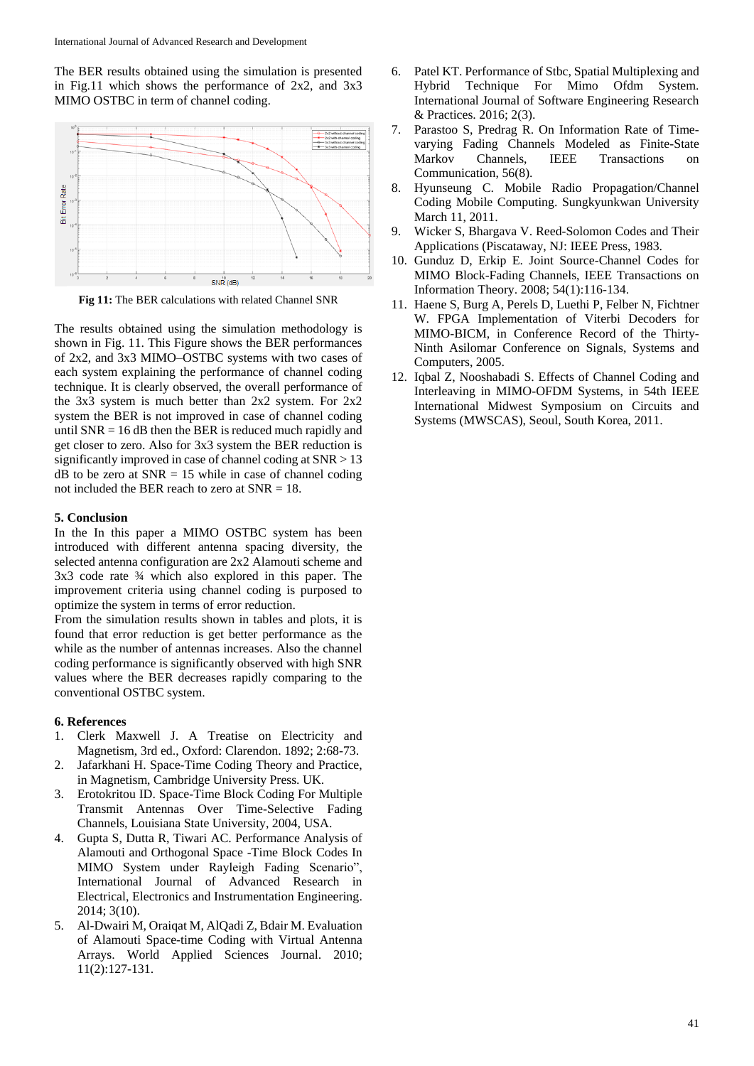The BER results obtained using the simulation is presented in Fig.11 which shows the performance of 2x2, and 3x3 MIMO OSTBC in term of channel coding.

2x2 without channel coding
2x2 with channel coding
3x3 without channel coding
3x3 with channel coding

Bit Error Rate

SNR (dB)

**Fig 11:** The BER calculations with related Channel SNR

The results obtained using the simulation methodology is shown in Fig. 11. This Figure shows the BER performances of 2x2, and 3x3 MIMO–OSTBC systems with two cases of each system explaining the performance of channel coding technique. It is clearly observed, the overall performance of the 3x3 system is much better than 2x2 system. For 2x2 system the BER is not improved in case of channel coding until SNR = 16 dB then the BER is reduced much rapidly and get closer to zero. Also for 3x3 system the BER reduction is significantly improved in case of channel coding at SNR > 13 dB to be zero at SNR = 15 while in case of channel coding not included the BER reach to zero at SNR = 18.

## 5. Conclusion

In the In this paper a MIMO OSTBC system has been introduced with different antenna spacing diversity, the selected antenna configuration are 2x2 Alamouti scheme and 3x3 code rate ¾ which also explored in this paper. The improvement criteria using channel coding is purposed to optimize the system in terms of error reduction.

From the simulation results shown in tables and plots, it is found that error reduction is get better performance as the while as the number of antennas increases. Also the channel coding performance is significantly observed with high SNR values where the BER decreases rapidly comparing to the conventional OSTBC system.

## 6. References

1. Clerk Maxwell J. A Treatise on Electricity and Magnetism, 3rd ed., Oxford: Clarendon. 1892; 2:68-73.
2. Jafarkhani H. Space-Time Coding Theory and Practice, in Magnetism, Cambridge University Press. UK.
3. Erotokritou ID. Space-Time Block Coding For Multiple Transmit Antennas Over Time-Selective Fading Channels, Louisiana State University, 2004, USA.
4. Gupta S, Dutta R, Tiwari AC. Performance Analysis of Alamouti and Orthogonal Space -Time Block Codes In MIMO System under Rayleigh Fading Scenario", International Journal of Advanced Research in Electrical, Electronics and Instrumentation Engineering. 2014; 3(10).
5. Al-Dwairi M, Oraiqat M, AlQadi Z, Bdair M. Evaluation of Alamouti Space-time Coding with Virtual Antenna Arrays. World Applied Sciences Journal. 2010; 11(2):127-131.
6. Patel KT. Performance of Stbc, Spatial Multiplexing and Hybrid Technique For Mimo Ofdm System. International Journal of Software Engineering Research & Practices. 2016; 2(3).
7. Parastoo S, Predrag R. On Information Rate of Time-varying Fading Channels Modeled as Finite-State Markov Channels, IEEE Transactions on Communication, 56(8).
8. Hyunseung C. Mobile Radio Propagation/Channel Coding Mobile Computing. Sungkyunkwan University March 11, 2011.
9. Wicker S, Bhargava V. Reed-Solomon Codes and Their Applications (Piscataway, NJ: IEEE Press, 1983.
10. Gunduz D, Erkip E. Joint Source-Channel Codes for MIMO Block-Fading Channels, IEEE Transactions on Information Theory. 2008; 54(1):116-134.
11. Haene S, Burg A, Perels D, Luethi P, Felber N, Fichtner W. FPGA Implementation of Viterbi Decoders for MIMO-BICM, in Conference Record of the Thirty-Ninth Asilomar Conference on Signals, Systems and Computers, 2005.
12. Iqbal Z, Nooshabadi S. Effects of Channel Coding and Interleaving in MIMO-OFDM Systems, in 54th IEEE International Midwest Symposium on Circuits and Systems (MWSCAS), Seoul, South Korea, 2011.